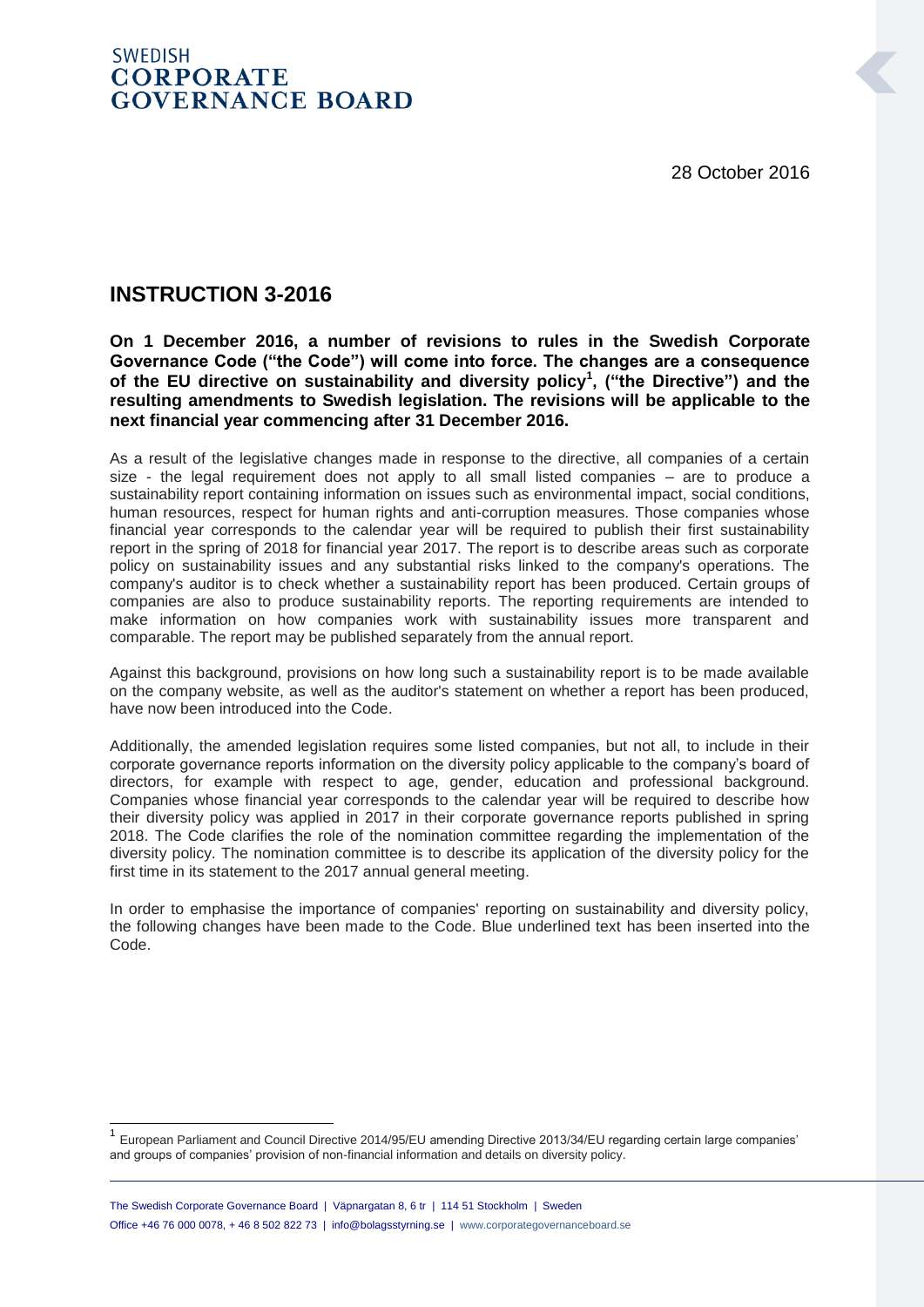SWEDISH
**CORPORATE GOVERNANCE BOARD**

28 October 2016

## INSTRUCTION 3-2016

**On 1 December 2016, a number of revisions to rules in the Swedish Corporate Governance Code ("the Code") will come into force. The changes are a consequence of the EU directive on sustainability and diversity policy[1], ("the Directive") and the resulting amendments to Swedish legislation. The revisions will be applicable to the next financial year commencing after 31 December 2016.**

As a result of the legislative changes made in response to the directive, all companies of a certain size - the legal requirement does not apply to all small listed companies – are to produce a sustainability report containing information on issues such as environmental impact, social conditions, human resources, respect for human rights and anti-corruption measures. Those companies whose financial year corresponds to the calendar year will be required to publish their first sustainability report in the spring of 2018 for financial year 2017. The report is to describe areas such as corporate policy on sustainability issues and any substantial risks linked to the company's operations. The company's auditor is to check whether a sustainability report has been produced. Certain groups of companies are also to produce sustainability reports. The reporting requirements are intended to make information on how companies work with sustainability issues more transparent and comparable. The report may be published separately from the annual report.

Against this background, provisions on how long such a sustainability report is to be made available on the company website, as well as the auditor's statement on whether a report has been produced, have now been introduced into the Code.

Additionally, the amended legislation requires some listed companies, but not all, to include in their corporate governance reports information on the diversity policy applicable to the company's board of directors, for example with respect to age, gender, education and professional background. Companies whose financial year corresponds to the calendar year will be required to describe how their diversity policy was applied in 2017 in their corporate governance reports published in spring 2018. The Code clarifies the role of the nomination committee regarding the implementation of the diversity policy. The nomination committee is to describe its application of the diversity policy for the first time in its statement to the 2017 annual general meeting.

In order to emphasise the importance of companies' reporting on sustainability and diversity policy, the following changes have been made to the Code. Blue underlined text has been inserted into the Code.

---

[1] European Parliament and Council Directive 2014/95/EU amending Directive 2013/34/EU regarding certain large companies' and groups of companies' provision of non-financial information and details on diversity policy.

The Swedish Corporate Governance Board | Väpnargatan 8, 6 tr | 114 51 Stockholm | Sweden
Office +46 76 000 0078, + 46 8 502 822 73 | info@bolagsstyrning.se | www.corporategovernanceboard.se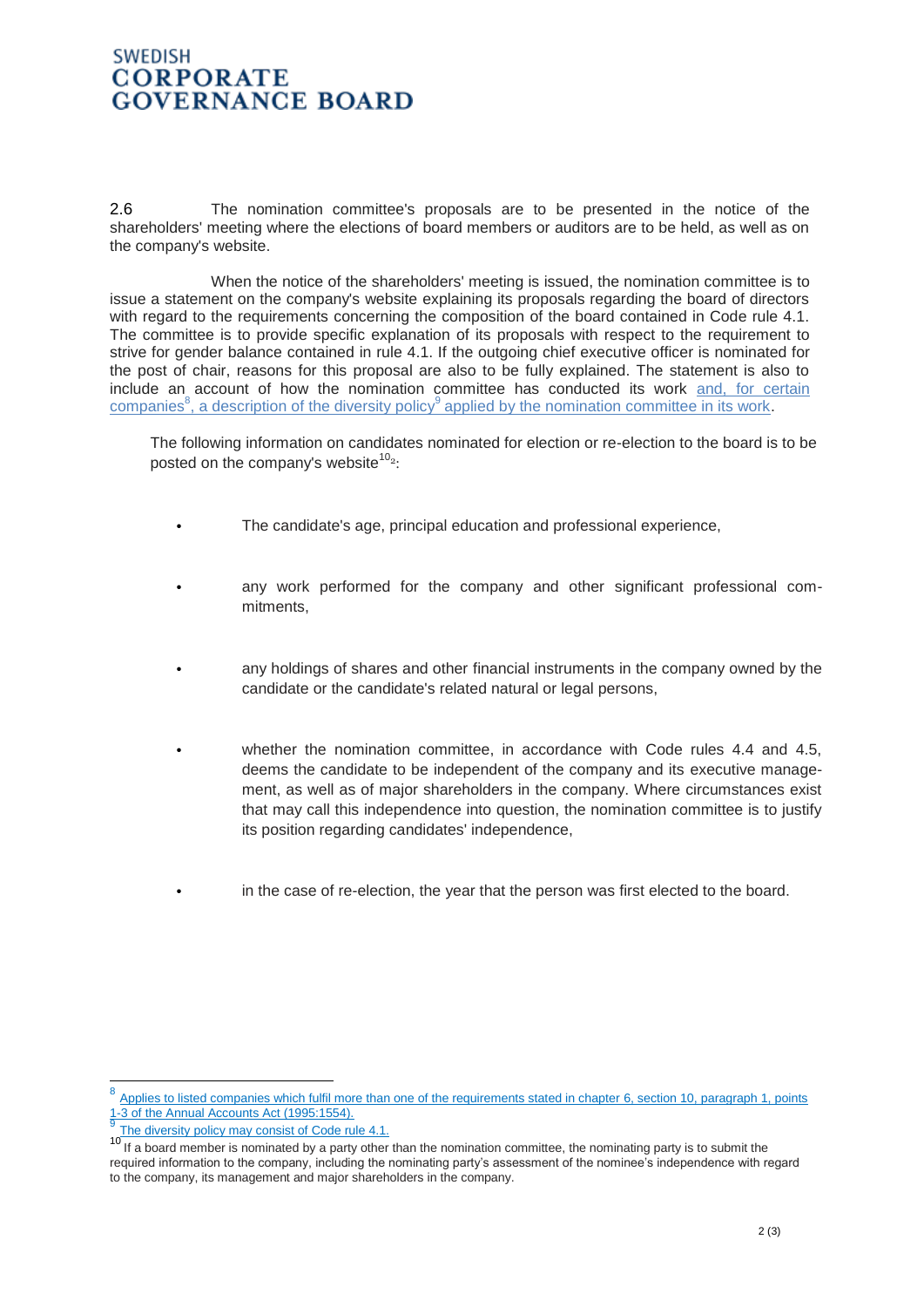2.6 The nomination committee's proposals are to be presented in the notice of the shareholders' meeting where the elections of board members or auditors are to be held, as well as on the company's website.

When the notice of the shareholders' meeting is issued, the nomination committee is to issue a statement on the company's website explaining its proposals regarding the board of directors with regard to the requirements concerning the composition of the board contained in Code rule 4.1. The committee is to provide specific explanation of its proposals with respect to the requirement to strive for gender balance contained in rule 4.1. If the outgoing chief executive officer is nominated for the post of chair, reasons for this proposal are also to be fully explained. The statement is also to include an account of how the nomination committee has conducted its work and, for certain companies[8], a description of the diversity policy[9] applied by the nomination committee in its work.

The following information on candidates nominated for election or re-election to the board is to be posted on the company's website[10]:

- The candidate's age, principal education and professional experience,
- any work performed for the company and other significant professional commitments,
- any holdings of shares and other financial instruments in the company owned by the candidate or the candidate's related natural or legal persons,
- whether the nomination committee, in accordance with Code rules 4.4 and 4.5, deems the candidate to be independent of the company and its executive management, as well as of major shareholders in the company. Where circumstances exist that may call this independence into question, the nomination committee is to justify its position regarding candidates' independence,
- in the case of re-election, the year that the person was first elected to the board.

---

[8] Applies to listed companies which fulfil more than one of the requirements stated in chapter 6, section 10, paragraph 1, points 1-3 of the Annual Accounts Act (1995:1554).

[9] The diversity policy may consist of Code rule 4.1.

[10] If a board member is nominated by a party other than the nomination committee, the nominating party is to submit the required information to the company, including the nominating party's assessment of the nominee's independence with regard to the company, its management and major shareholders in the company.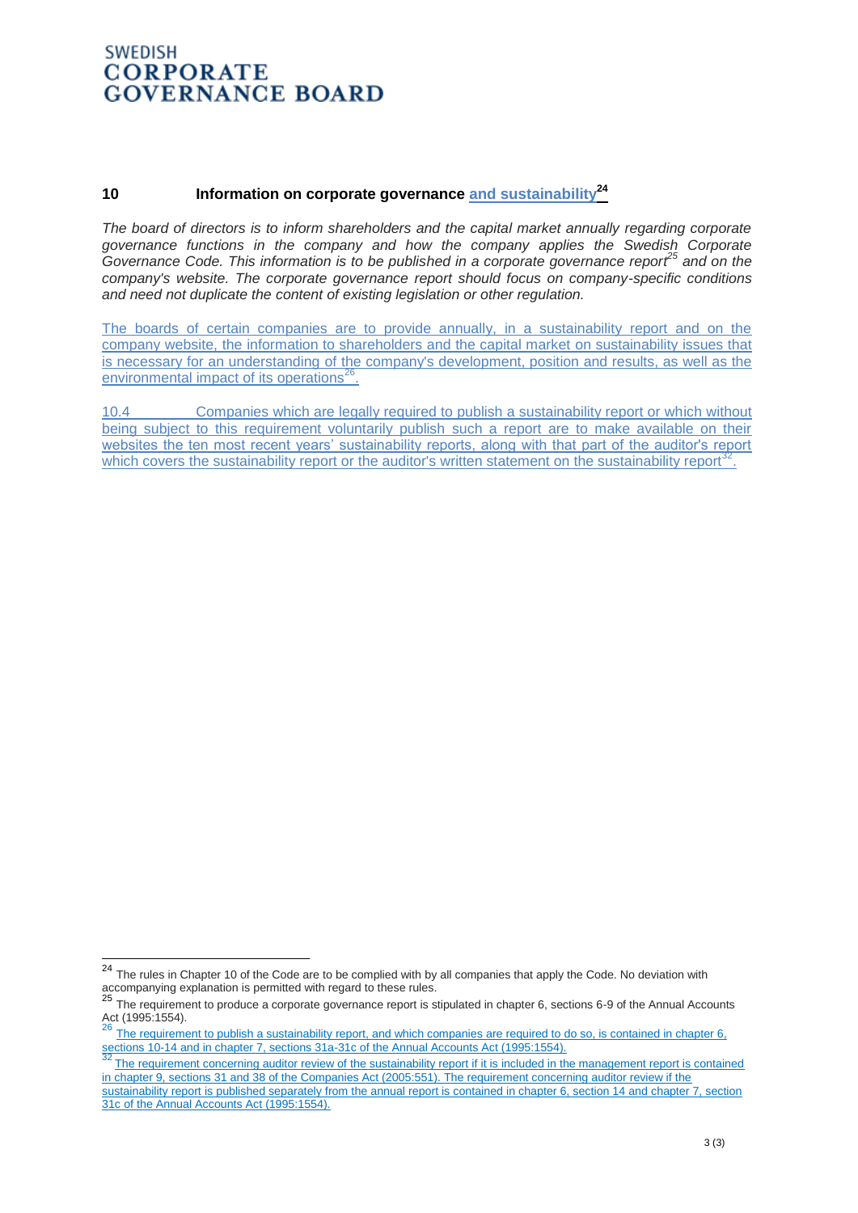## 10 Information on corporate governance and sustainability[24]

*The board of directors is to inform shareholders and the capital market annually regarding corporate governance functions in the company and how the company applies the Swedish Corporate Governance Code. This information is to be published in a corporate governance report[25] and on the company's website. The corporate governance report should focus on company-specific conditions and need not duplicate the content of existing legislation or other regulation.*

The boards of certain companies are to provide annually, in a sustainability report and on the company website, the information to shareholders and the capital market on sustainability issues that is necessary for an understanding of the company's development, position and results, as well as the environmental impact of its operations[26].

10.4 Companies which are legally required to publish a sustainability report or which without being subject to this requirement voluntarily publish such a report are to make available on their websites the ten most recent years' sustainability reports, along with that part of the auditor's report which covers the sustainability report or the auditor's written statement on the sustainability report[32].

---

[24] The rules in Chapter 10 of the Code are to be complied with by all companies that apply the Code. No deviation with accompanying explanation is permitted with regard to these rules.

[25] The requirement to produce a corporate governance report is stipulated in chapter 6, sections 6-9 of the Annual Accounts Act (1995:1554).

[26] The requirement to publish a sustainability report, and which companies are required to do so, is contained in chapter 6, sections 10-14 and in chapter 7, sections 31a-31c of the Annual Accounts Act (1995:1554).

[32] The requirement concerning auditor review of the sustainability report if it is included in the management report is contained in chapter 9, sections 31 and 38 of the Companies Act (2005:551). The requirement concerning auditor review if the sustainability report is published separately from the annual report is contained in chapter 6, section 14 and chapter 7, section 31c of the Annual Accounts Act (1995:1554).